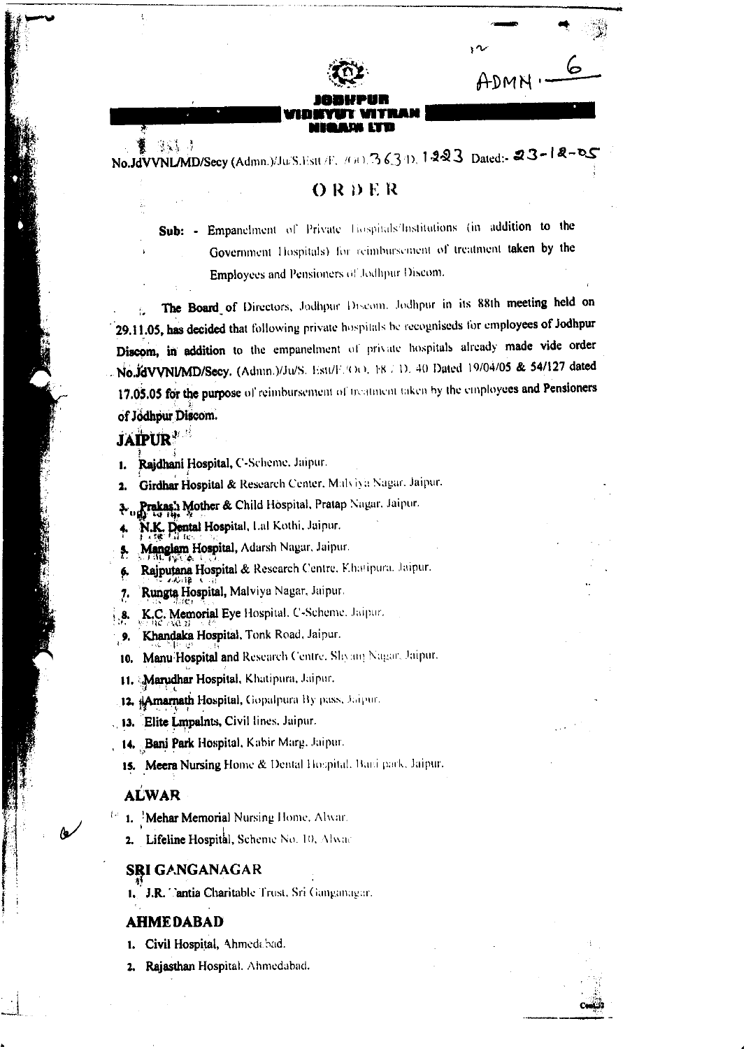ADMN.- 6

**JODHPUR VIDHYUT VITRAN NIGAM LTD**

No.JdVVNL/MD/Secy (Admn.)/Ju/S.Estt/F. /(O) 363 D. 1223 Dated:- 23-12-05

# ORDER

**Sub:** - Empanelment of Private Hospitals/Institutions (in addition to the Government Hospitals) for reimbursement of treatment taken by the Employees and Pensioners of Jodhpur Discom.

The Board of Directors, Jodhpur Discom, Jodhpur in its 88th meeting held on 29.11.05, has decided that following private hospitals be recogniseds for employees of Jodhpur Discom, in addition to the empanelment of private hospitals already made vide order No.JdVVNl/MD/Secy. (Admn.)/Ju/S. Estt/F.(O), 18 / D. 40 Dated 19/04/05 & 54/127 dated 17.05.05 for the purpose of reimbursement of treatment taken by the employees and Pensioners of Jodhpur Discom.

## JAIPUR

1. Rajdhani Hospital, C-Scheme, Jaipur.
2. Girdhar Hospital & Research Center, Malviya Nagar, Jaipur.
3. Prakash Mother & Child Hospital, Pratap Nagar, Jaipur.
4. N.K. Dental Hospital, Lal Kothi, Jaipur.
5. Manglam Hospital, Adarsh Nagar, Jaipur.
6. Rajputana Hospital & Research Centre, Khatipura, Jaipur.
7. Rungta Hospital, Malviya Nagar, Jaipur.
8. K.C. Memorial Eye Hospital, C-Scheme, Jaipur.
9. Khandaka Hospital, Tonk Road, Jaipur.
10. Manu Hospital and Research Centre, Shyam Nagar, Jaipur.
11. Marudhar Hospital, Khatipura, Jaipur.
12. Amarnath Hospital, Gopalpura By pass, Jaipur.
13. Elite Lmpalnts, Civil lines, Jaipur.
14. Bani Park Hospital, Kabir Marg, Jaipur.
15. Meera Nursing Home & Dental Hospital, Bani park, Jaipur.

## ALWAR

1. Mehar Memorial Nursing Home, Alwar.
2. Lifeline Hospital, Scheme No. 10, Alwar.

## SRI GANGANAGAR

1. J.R. Tantia Charitable Trust, Sri Ganganagar.

## AHMEDABAD

1. Civil Hospital, Ahmedabad.
2. Rajasthan Hospital, Ahmedabad.

Contd..2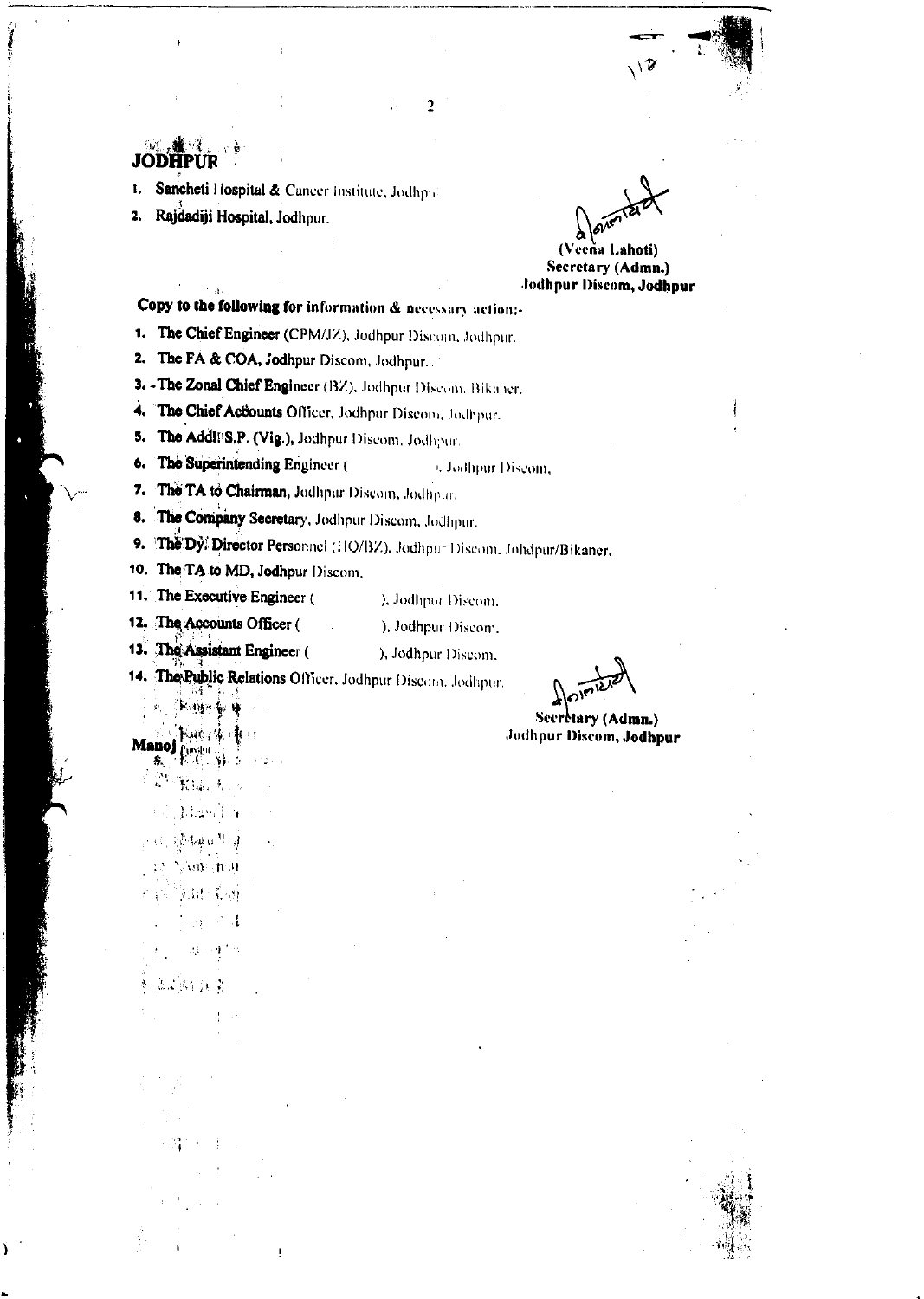### JODHPUR

1. Sancheti Hospital & Cancer Institute, Jodhpur.
2. Rajdadiji Hospital, Jodhpur.

(Veena Lahoti)
Secretary (Admn.)
Jodhpur Discom, Jodhpur

**Copy to the following for information & necessary action:-**

1. **The Chief Engineer** (CPM/JZ), Jodhpur Discom, Jodhpur.
2. **The FA & COA**, Jodhpur Discom, Jodhpur.
3. **The Zonal Chief Engineer** (BZ), Jodhpur Discom, Bikaner.
4. **The Chief Accounts Officer**, Jodhpur Discom, Jodhpur.
5. **The Addl. S.P. (Vig.)**, Jodhpur Discom, Jodhpur.
6. **The Superintending Engineer** ( ), Jodhpur Discom,
7. **The TA to Chairman**, Jodhpur Discom, Jodhpur.
8. **The Company** Secretary, Jodhpur Discom, Jodhpur.
9. **The Dy. Director** Personnel (HQ/BZ), Jodhpur Discom, Johdpur/Bikaner.
10. **The TA to MD**, Jodhpur Discom.
11. **The Executive Engineer** ( ), Jodhpur Discom.
12. **The Accounts Officer** ( ), Jodhpur Discom.
13. **The Assistant Engineer** ( ), Jodhpur Discom.
14. **The Public Relations** Officer, Jodhpur Discom, Jodhpur.

Secretary (Admn.)
Jodhpur Discom, Jodhpur

**Manoj**